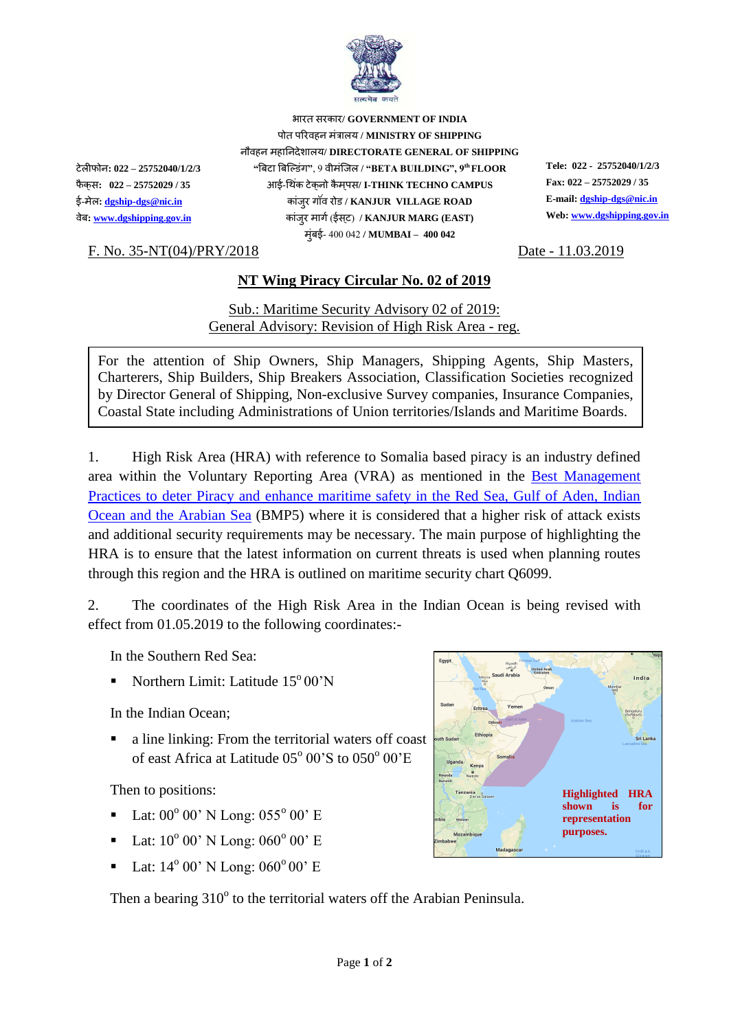भारत सरकार/ **GOVERNMENT OF INDIA**
पोत परिवहन मंत्रालय / **MINISTRY OF SHIPPING**
नौवहन महानिदेशालय/ **DIRECTORATE GENERAL OF SHIPPING**
"बिटा बिल्डिंग", 9 वीमंजिल / **"BETA BUILDING", 9th FLOOR**
आई-थिंक टेक्नो कैम्पस/ **I-THINK TECHNO CAMPUS**
कांजुर गॉव रोड / **KANJUR VILLAGE ROAD**
कांजुर मार्ग (ईस्ट) / **KANJUR MARG (EAST)**
मुंबई- 400 042 / **MUMBAI – 400 042**

टेलीफोन: **022 – 25752040/1/2/3**
फैक्स: **022 – 25752029 / 35**
ई-मेल: **dgship-dgs@nic.in**
वेब: **www.dgshipping.gov.in**

**Tele: 022 - 25752040/1/2/3**
**Fax: 022 – 25752029 / 35**
**E-mail: dgship-dgs@nic.in**
**Web: www.dgshipping.gov.in**

F. No. 35-NT(04)/PRY/2018 Date - 11.03.2019

## NT Wing Piracy Circular No. 02 of 2019

Sub.: Maritime Security Advisory 02 of 2019:
General Advisory: Revision of High Risk Area - reg.

For the attention of Ship Owners, Ship Managers, Shipping Agents, Ship Masters, Charterers, Ship Builders, Ship Breakers Association, Classification Societies recognized by Director General of Shipping, Non-exclusive Survey companies, Insurance Companies, Coastal State including Administrations of Union territories/Islands and Maritime Boards.

1. High Risk Area (HRA) with reference to Somalia based piracy is an industry defined area within the Voluntary Reporting Area (VRA) as mentioned in the Best Management Practices to deter Piracy and enhance maritime safety in the Red Sea, Gulf of Aden, Indian Ocean and the Arabian Sea (BMP5) where it is considered that a higher risk of attack exists and additional security requirements may be necessary. The main purpose of highlighting the HRA is to ensure that the latest information on current threats is used when planning routes through this region and the HRA is outlined on maritime security chart Q6099.

2. The coordinates of the High Risk Area in the Indian Ocean is being revised with effect from 01.05.2019 to the following coordinates:-

In the Southern Red Sea:

- Northern Limit: Latitude 15° 00'N

In the Indian Ocean;

- a line linking: From the territorial waters off coast of east Africa at Latitude 05° 00'S to 050° 00'E

Then to positions:

- Lat: 00° 00' N Long: 055° 00' E
- Lat: 10° 00' N Long: 060° 00' E
- Lat: 14° 00' N Long: 060° 00' E

Then a bearing 310° to the territorial waters off the Arabian Peninsula.

**Highlighted HRA shown is for representation purposes.**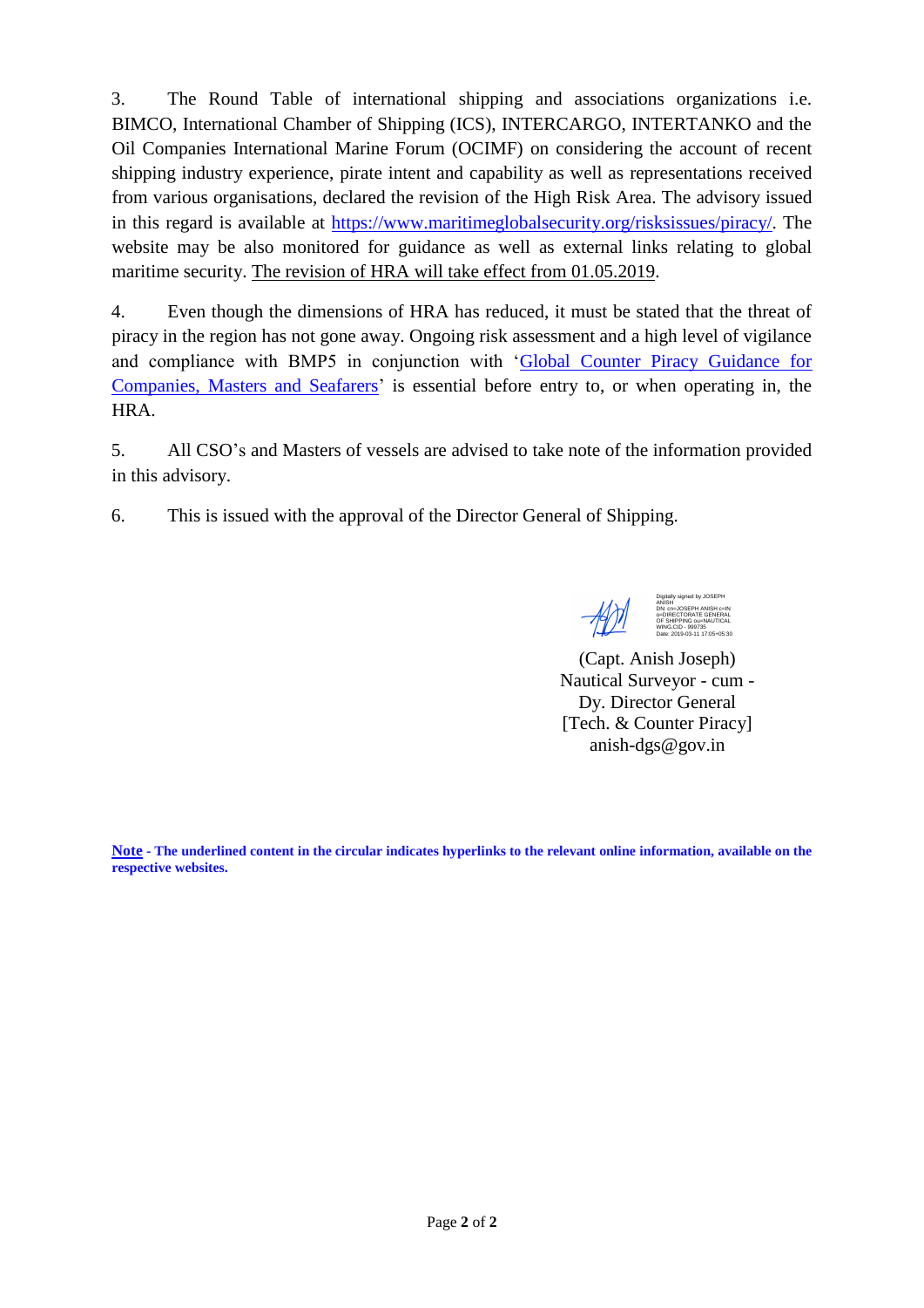3. The Round Table of international shipping and associations organizations i.e. BIMCO, International Chamber of Shipping (ICS), INTERCARGO, INTERTANKO and the Oil Companies International Marine Forum (OCIMF) on considering the account of recent shipping industry experience, pirate intent and capability as well as representations received from various organisations, declared the revision of the High Risk Area. The advisory issued in this regard is available at https://www.maritimeglobalsecurity.org/risksissues/piracy/. The website may be also monitored for guidance as well as external links relating to global maritime security. The revision of HRA will take effect from 01.05.2019.

4. Even though the dimensions of HRA has reduced, it must be stated that the threat of piracy in the region has not gone away. Ongoing risk assessment and a high level of vigilance and compliance with BMP5 in conjunction with 'Global Counter Piracy Guidance for Companies, Masters and Seafarers' is essential before entry to, or when operating in, the HRA.

5. All CSO's and Masters of vessels are advised to take note of the information provided in this advisory.

6. This is issued with the approval of the Director General of Shipping.

Digitally signed by JOSEPH ANISH
DN: cn=JOSEPH ANISH c=IN o=DIRECTORATE GENERAL OF SHIPPING ou=NAUTICAL WING,CID - 999735
Date: 2019-03-11 17:05+05:30

(Capt. Anish Joseph)
Nautical Surveyor - cum - Dy. Director General
[Tech. & Counter Piracy]
anish-dgs@gov.in

**Note - The underlined content in the circular indicates hyperlinks to the relevant online information, available on the respective websites.**